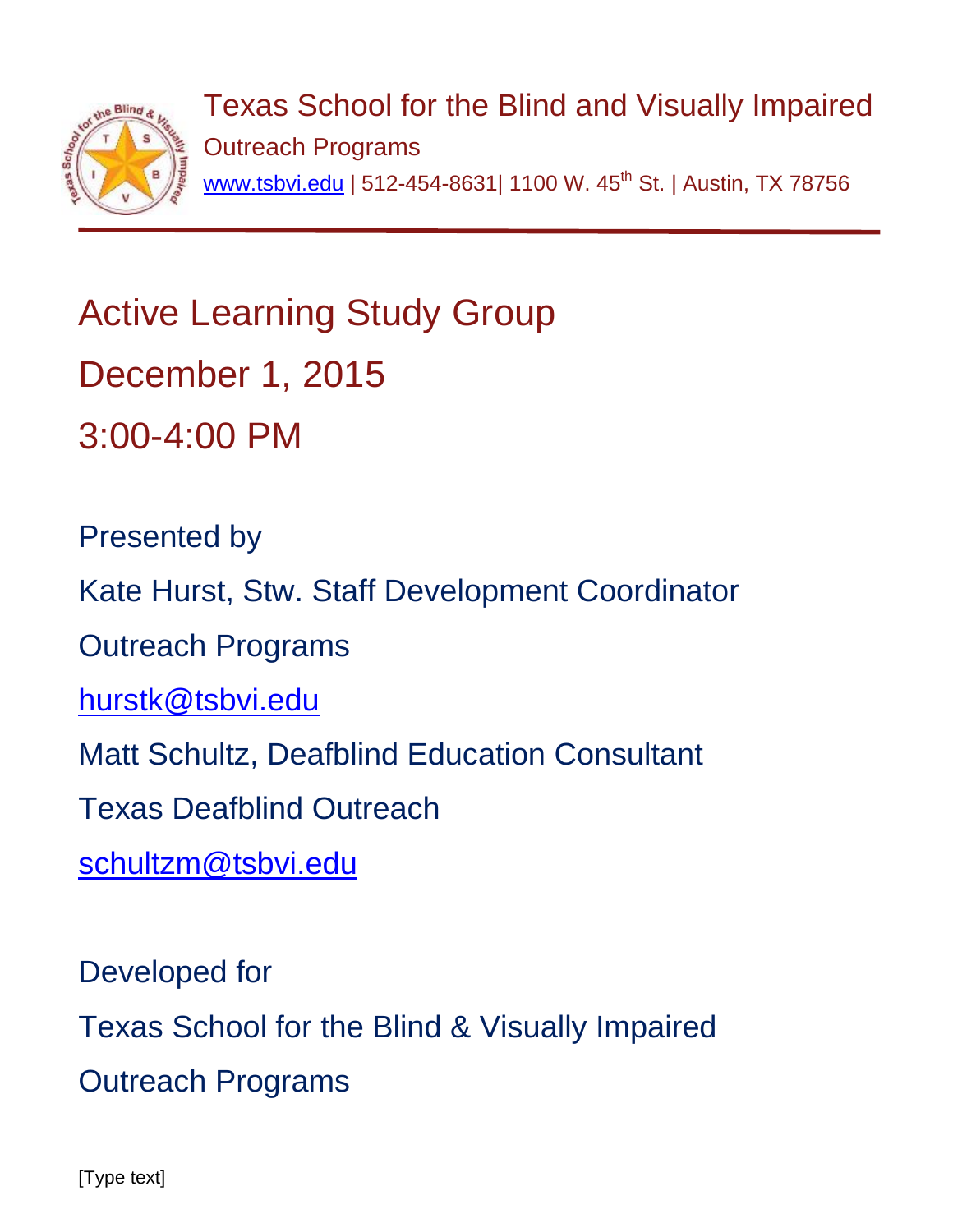Texas School for the Blind and Visually Impaired

Outreach Programs

www.tsbvi.edu | 512-454-8631| 1100 W. 45th St. | Austin, TX 78756

# Active Learning Study Group

## December 1, 2015

## 3:00-4:00 PM

Presented by

Kate Hurst, Stw. Staff Development Coordinator

Outreach Programs

hurstk@tsbvi.edu

Matt Schultz, Deafblind Education Consultant

Texas Deafblind Outreach

schultzm@tsbvi.edu

Developed for

Texas School for the Blind & Visually Impaired

Outreach Programs

[Type text]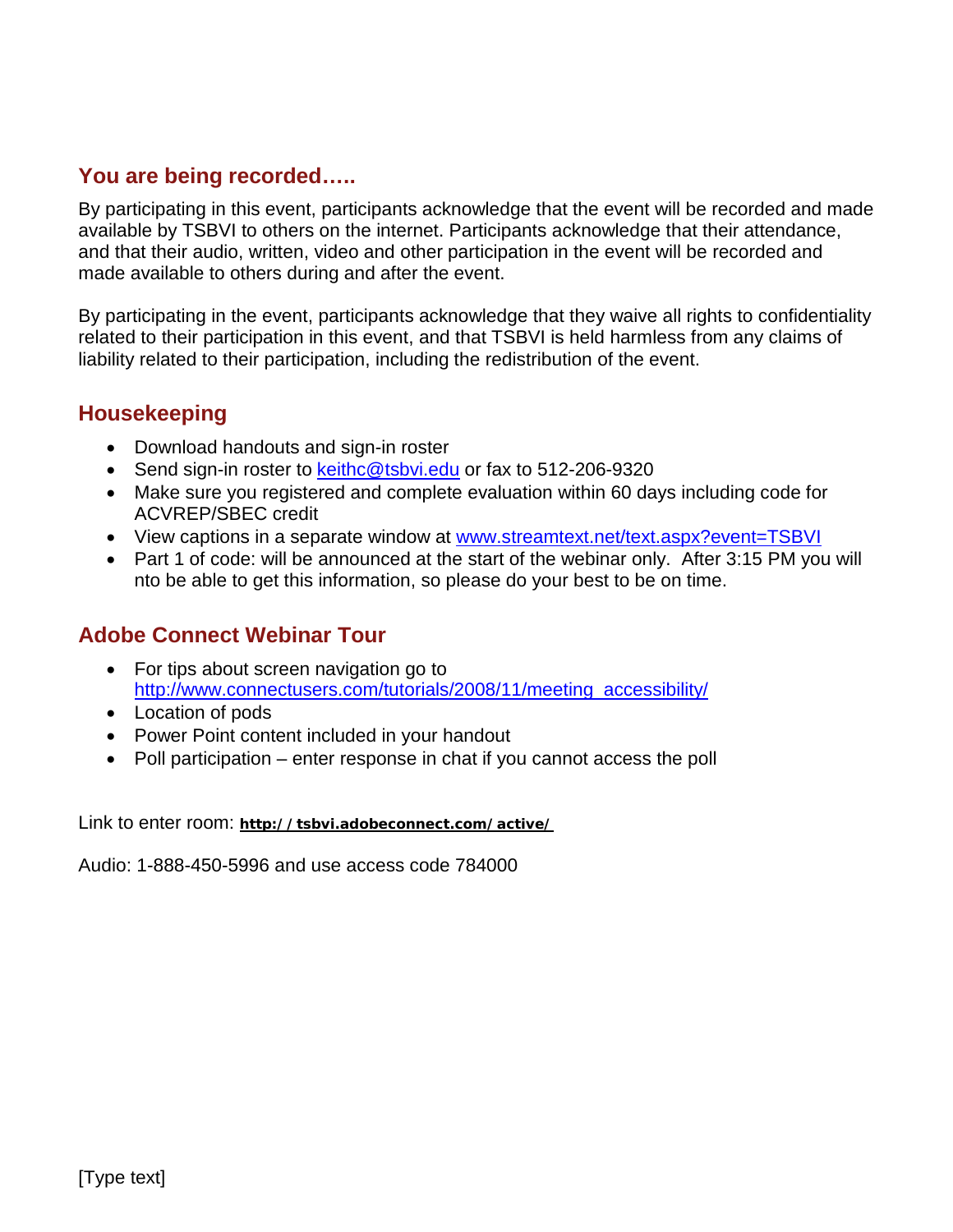## You are being recorded…..

By participating in this event, participants acknowledge that the event will be recorded and made available by TSBVI to others on the internet. Participants acknowledge that their attendance, and that their audio, written, video and other participation in the event will be recorded and made available to others during and after the event.

By participating in the event, participants acknowledge that they waive all rights to confidentiality related to their participation in this event, and that TSBVI is held harmless from any claims of liability related to their participation, including the redistribution of the event.

## Housekeeping

- Download handouts and sign-in roster
- Send sign-in roster to keithc@tsbvi.edu or fax to 512-206-9320
- Make sure you registered and complete evaluation within 60 days including code for ACVREP/SBEC credit
- View captions in a separate window at www.streamtext.net/text.aspx?event=TSBVI
- Part 1 of code: will be announced at the start of the webinar only. After 3:15 PM you will nto be able to get this information, so please do your best to be on time.

## Adobe Connect Webinar Tour

- For tips about screen navigation go to http://www.connectusers.com/tutorials/2008/11/meeting_accessibility/
- Location of pods
- Power Point content included in your handout
- Poll participation – enter response in chat if you cannot access the poll

Link to enter room: **http://tsbvi.adobeconnect.com/active/**

Audio: 1-888-450-5996 and use access code 784000

[Type text]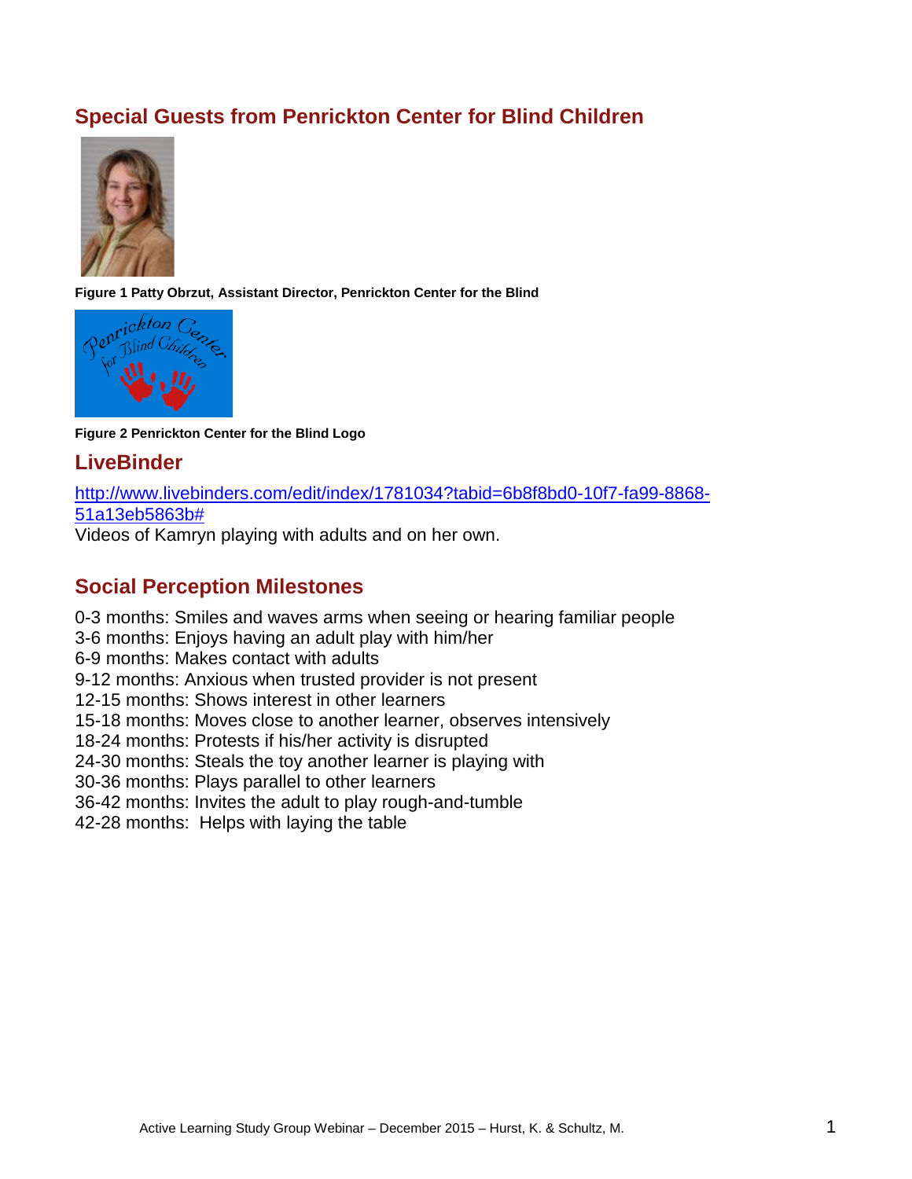## Special Guests from Penrickton Center for Blind Children

**Figure 1 Patty Obrzut, Assistant Director, Penrickton Center for the Blind**

**Figure 2 Penrickton Center for the Blind Logo**

## LiveBinder

[http://www.livebinders.com/edit/index/1781034?tabid=6b8f8bd0-10f7-fa99-8868-51a13eb5863b#](http://www.livebinders.com/edit/index/1781034?tabid=6b8f8bd0-10f7-fa99-8868-51a13eb5863b#)

Videos of Kamryn playing with adults and on her own.

## Social Perception Milestones

0-3 months: Smiles and waves arms when seeing or hearing familiar people
3-6 months: Enjoys having an adult play with him/her
6-9 months: Makes contact with adults
9-12 months: Anxious when trusted provider is not present
12-15 months: Shows interest in other learners
15-18 months: Moves close to another learner, observes intensively
18-24 months: Protests if his/her activity is disrupted
24-30 months: Steals the toy another learner is playing with
30-36 months: Plays parallel to other learners
36-42 months: Invites the adult to play rough-and-tumble
42-28 months: Helps with laying the table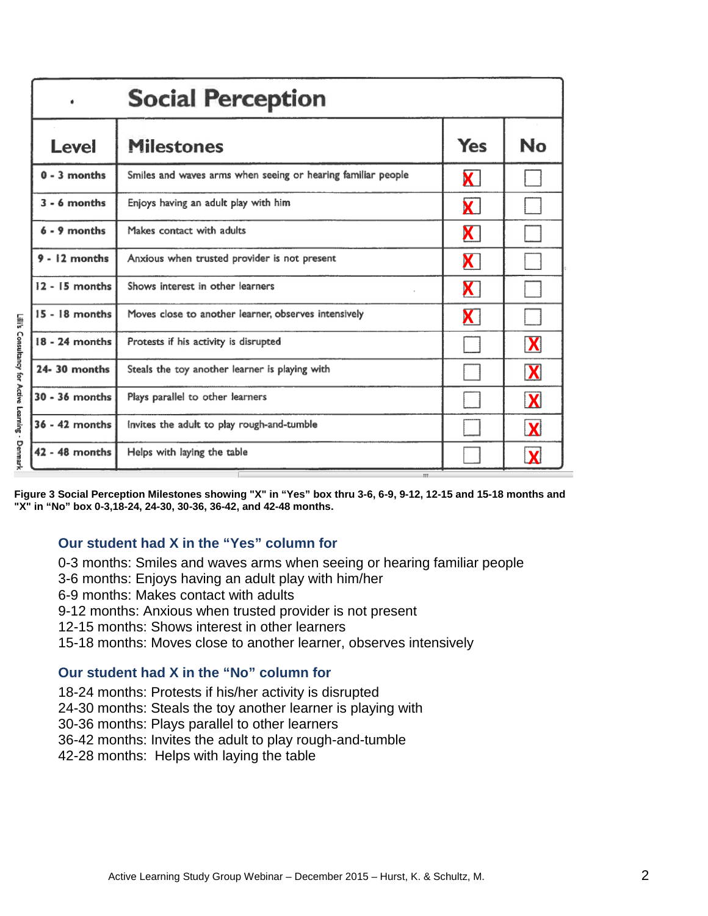| Social Perception | | | |
|---|---|---|---|
| Level | Milestones | Yes | No |
| 0 - 3 months | Smiles and waves arms when seeing or hearing familiar people | X | |
| 3 - 6 months | Enjoys having an adult play with him | X | |
| 6 - 9 months | Makes contact with adults | X | |
| 9 - 12 months | Anxious when trusted provider is not present | X | |
| 12 - 15 months | Shows interest in other learners | X | |
| 15 - 18 months | Moves close to another learner, observes intensively | X | |
| 18 - 24 months | Protests if his activity is disrupted | | X |
| 24- 30 months | Steals the toy another learner is playing with | | X |
| 30 - 36 months | Plays parallel to other learners | | X |
| 36 - 42 months | Invites the adult to play rough-and-tumble | | X |
| 42 - 48 months | Helps with laying the table | | X |

Lilli's Consultancy for Active Learning - Denmark

**Figure 3 Social Perception Milestones showing "X" in "Yes" box thru 3-6, 6-9, 9-12, 12-15 and 15-18 months and "X" in "No" box 0-3,18-24, 24-30, 30-36, 36-42, and 42-48 months.**

### Our student had X in the "Yes" column for

0-3 months: Smiles and waves arms when seeing or hearing familiar people
3-6 months: Enjoys having an adult play with him/her
6-9 months: Makes contact with adults
9-12 months: Anxious when trusted provider is not present
12-15 months: Shows interest in other learners
15-18 months: Moves close to another learner, observes intensively

### Our student had X in the "No" column for

18-24 months: Protests if his/her activity is disrupted
24-30 months: Steals the toy another learner is playing with
30-36 months: Plays parallel to other learners
36-42 months: Invites the adult to play rough-and-tumble
42-28 months: Helps with laying the table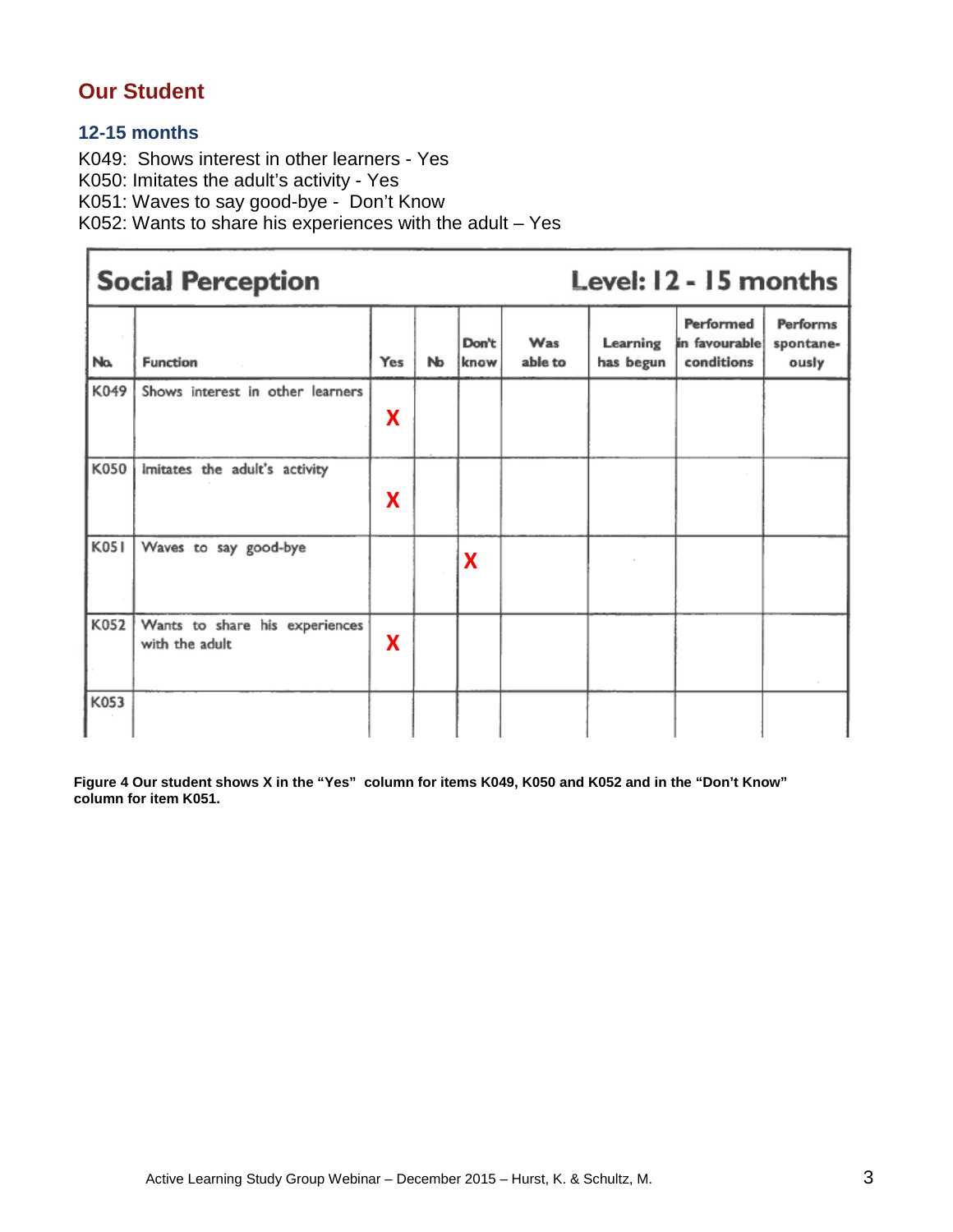## Our Student

### 12-15 months

K049: Shows interest in other learners - Yes
K050: Imitates the adult's activity - Yes
K051: Waves to say good-bye - Don't Know
K052: Wants to share his experiences with the adult – Yes

| Social Perception | | | | | | | | Level: 12 - 15 months |
|---|---|---|---|---|---|---|---|---|
| No. | Function | Yes | No | Don't know | Was able to | Learning has begun | Performed in favourable conditions | Performs spontane-ously |
| K049 | Shows interest in other learners | X | | | | | | |
| K050 | Imitates the adult's activity | X | | | | | | |
| K051 | Waves to say good-bye | | | X | | | | |
| K052 | Wants to share his experiences with the adult | X | | | | | | |
| K053 | | | | | | | | |

**Figure 4 Our student shows X in the "Yes" column for items K049, K050 and K052 and in the "Don't Know" column for item K051.**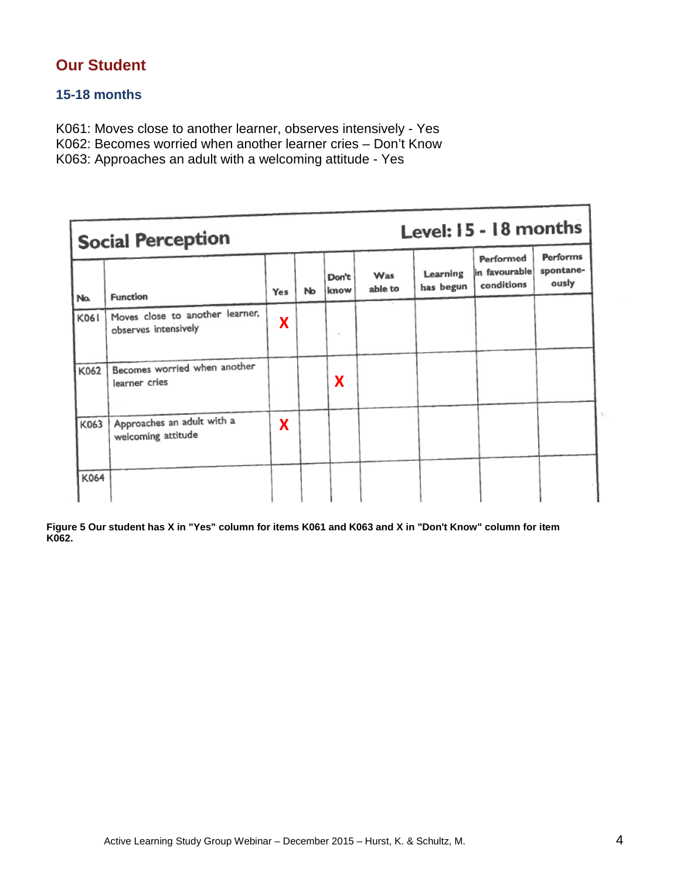## Our Student

### 15-18 months

K061: Moves close to another learner, observes intensively - Yes
K062: Becomes worried when another learner cries – Don't Know
K063: Approaches an adult with a welcoming attitude - Yes

| Social Perception | | | | | | | | Level: 15 - 18 months |
|---|---|---|---|---|---|---|---|---|
| No. | Function | Yes | No | Don't know | Was able to | Learning has begun | Performed in favourable conditions | Performs spontane-ously |
| K061 | Moves close to another learner, observes intensively | X | | | | | | |
| K062 | Becomes worried when another learner cries | | | X | | | | |
| K063 | Approaches an adult with a welcoming attitude | X | | | | | | |
| K064 | | | | | | | | |

**Figure 5 Our student has X in "Yes" column for items K061 and K063 and X in "Don't Know" column for item K062.**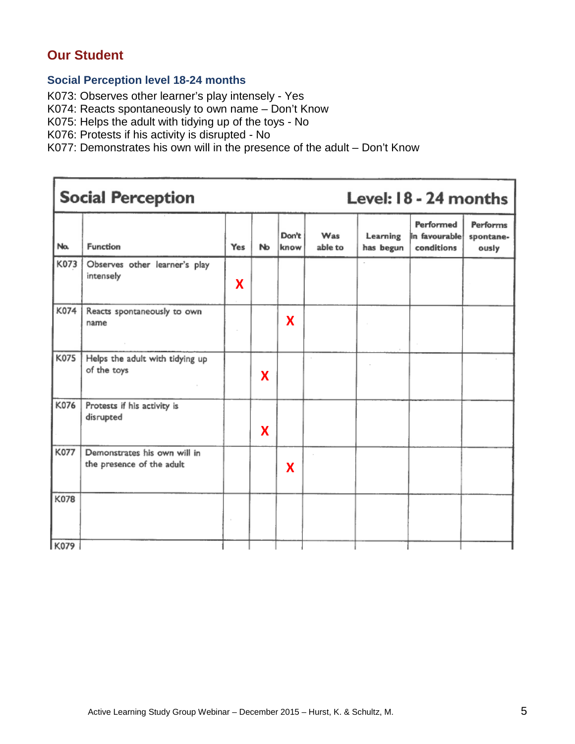## Our Student

### Social Perception level 18-24 months

K073: Observes other learner's play intensely - Yes
K074: Reacts spontaneously to own name – Don't Know
K075: Helps the adult with tidying up of the toys - No
K076: Protests if his activity is disrupted - No
K077: Demonstrates his own will in the presence of the adult – Don't Know

**Social Perception** — **Level: 18 - 24 months**

| No. | Function | Yes | No | Don't know | Was able to | Learning has begun | Performed in favourable conditions | Performs spontaneously |
|---|---|---|---|---|---|---|---|---|
| K073 | Observes other learner's play intensely | X | | | | | | |
| K074 | Reacts spontaneously to own name | | | X | | | | |
| K075 | Helps the adult with tidying up of the toys | | X | | | | | |
| K076 | Protests if his activity is disrupted | | X | | | | | |
| K077 | Demonstrates his own will in the presence of the adult | | | X | | | | |
| K078 | | | | | | | | |
| K079 | | | | | | | | |

Active Learning Study Group Webinar – December 2015 – Hurst, K. & Schultz, M.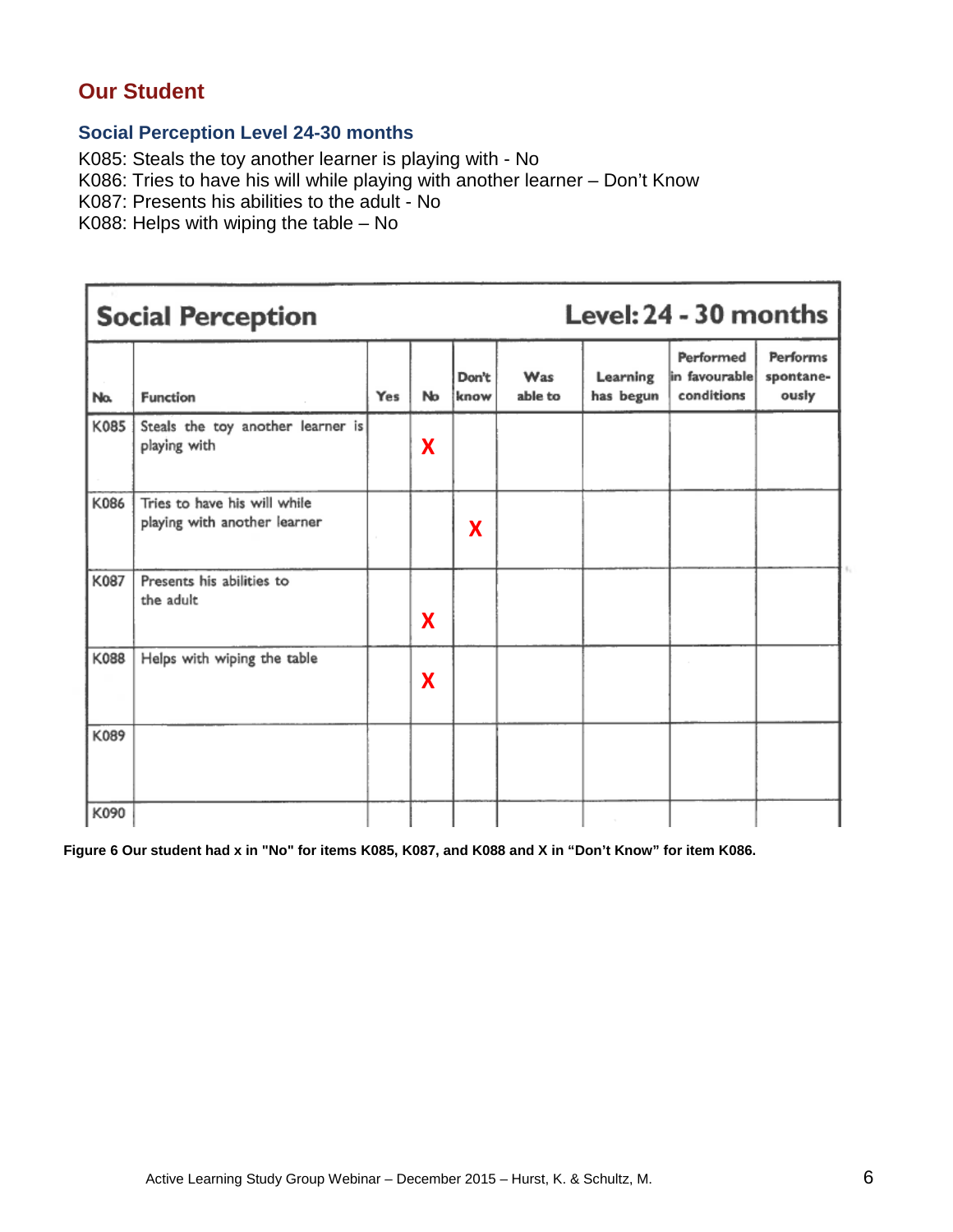## Our Student

### Social Perception Level 24-30 months

K085: Steals the toy another learner is playing with - No
K086: Tries to have his will while playing with another learner – Don't Know
K087: Presents his abilities to the adult - No
K088: Helps with wiping the table – No

| Social Perception | | | | | | | | Level: 24 - 30 months |
|---|---|---|---|---|---|---|---|---|
| No. | Function | Yes | No | Don't know | Was able to | Learning has begun | Performed in favourable conditions | Performs spontaneously |
| K085 | Steals the toy another learner is playing with | | X | | | | | |
| K086 | Tries to have his will while playing with another learner | | | X | | | | |
| K087 | Presents his abilities to the adult | | X | | | | | |
| K088 | Helps with wiping the table | | X | | | | | |
| K089 | | | | | | | | |
| K090 | | | | | | | | |

**Figure 6 Our student had x in "No" for items K085, K087, and K088 and X in "Don't Know" for item K086.**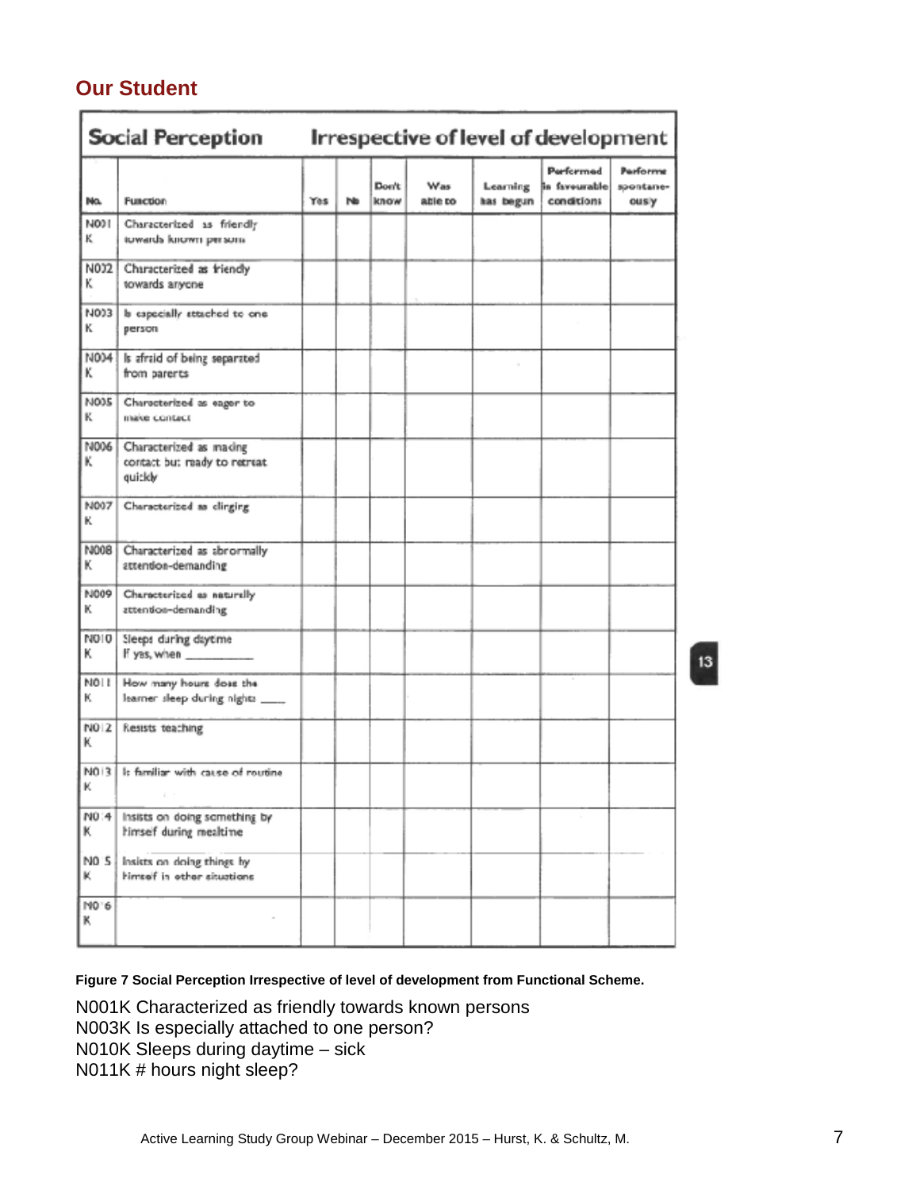## Our Student

| Social Perception | Irrespective of level of development | | | | | | |
|---|---|---|---|---|---|---|---|
| No. | Function | Yes | No | Don't know | Was able to | Learning has begun | Performed in favourable conditions | Performs spontaneously |
| N001 K | Characterized as friendly towards known persons | | | | | | | |
| N002 K | Characterized as friendly towards anyone | | | | | | | |
| N003 K | Is especially attached to one person | | | | | | | |
| N004 K | Is afraid of being separated from parents | | | | | | | |
| N005 K | Characterized as eager to make contact | | | | | | | |
| N006 K | Characterized as making contact but ready to retreat quickly | | | | | | | |
| N007 K | Characterized as clinging | | | | | | | |
| N008 K | Characterized as abnormally attention-demanding | | | | | | | |
| N009 K | Characterized as naturally attention-demanding | | | | | | | |
| N010 K | Sleeps during daytime If yes, when __________ | | | | | | | |
| N011 K | How many hours does the learner sleep during night: ____ | | | | | | | |
| N012 K | Resists teaching | | | | | | | |
| N013 K | Is familiar with cause of routine | | | | | | | |
| N014 K | Insists on doing something by himself during mealtime | | | | | | | |
| N015 K | Insists on doing things by himself in other situations | | | | | | | |
| N016 K | | | | | | | | |

**Figure 7 Social Perception Irrespective of level of development from Functional Scheme.**

N001K Characterized as friendly towards known persons
N003K Is especially attached to one person?
N010K Sleeps during daytime – sick
N011K # hours night sleep?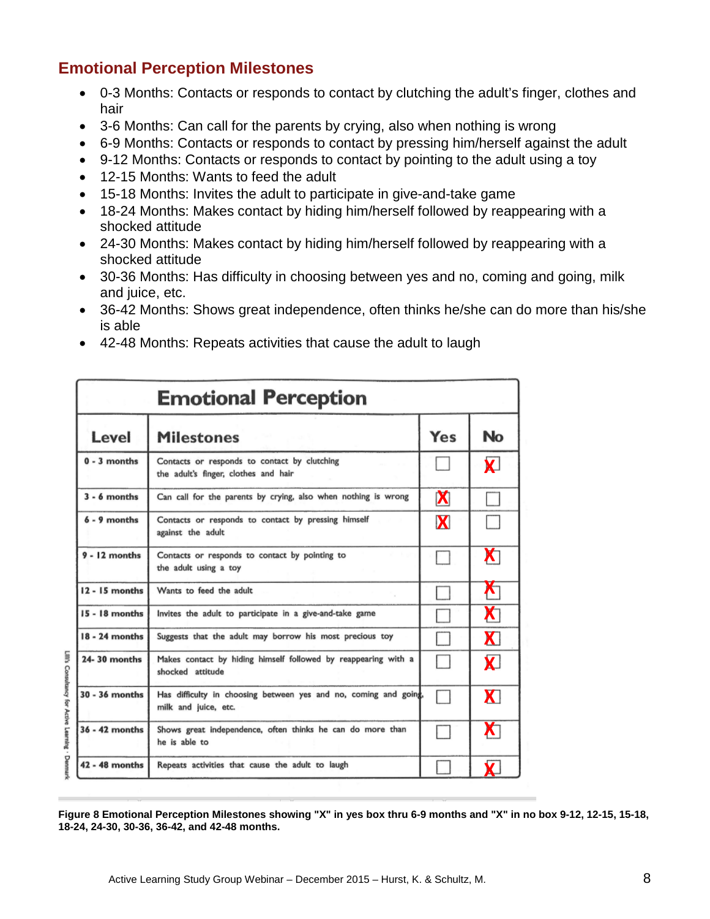## Emotional Perception Milestones

- 0-3 Months: Contacts or responds to contact by clutching the adult's finger, clothes and hair
- 3-6 Months: Can call for the parents by crying, also when nothing is wrong
- 6-9 Months: Contacts or responds to contact by pressing him/herself against the adult
- 9-12 Months: Contacts or responds to contact by pointing to the adult using a toy
- 12-15 Months: Wants to feed the adult
- 15-18 Months: Invites the adult to participate in give-and-take game
- 18-24 Months: Makes contact by hiding him/herself followed by reappearing with a shocked attitude
- 24-30 Months: Makes contact by hiding him/herself followed by reappearing with a shocked attitude
- 30-36 Months: Has difficulty in choosing between yes and no, coming and going, milk and juice, etc.
- 36-42 Months: Shows great independence, often thinks he/she can do more than his/she is able
- 42-48 Months: Repeats activities that cause the adult to laugh

| Emotional Perception | | | |
|---|---|---|---|
| **Level** | **Milestones** | **Yes** | **No** |
| 0 - 3 months | Contacts or responds to contact by clutching the adult's finger, clothes and hair | | X |
| 3 - 6 months | Can call for the parents by crying, also when nothing is wrong | X | |
| 6 - 9 months | Contacts or responds to contact by pressing himself against the adult | X | |
| 9 - 12 months | Contacts or responds to contact by pointing to the adult using a toy | | X |
| 12 - 15 months | Wants to feed the adult | | X |
| 15 - 18 months | Invites the adult to participate in a give-and-take game | | X |
| 18 - 24 months | Suggests that the adult may borrow his most precious toy | | X |
| 24- 30 months | Makes contact by hiding himself followed by reappearing with a shocked attitude | | X |
| 30 - 36 months | Has difficulty in choosing between yes and no, coming and going, milk and juice, etc. | | X |
| 36 - 42 months | Shows great independence, often thinks he can do more than he is able to | | X |
| 42 - 48 months | Repeats activities that cause the adult to laugh | | X |

Lilli's Consultancy for Active Learning · Denmark

**Figure 8 Emotional Perception Milestones showing "X" in yes box thru 6-9 months and "X" in no box 9-12, 12-15, 15-18, 18-24, 24-30, 30-36, 36-42, and 42-48 months.**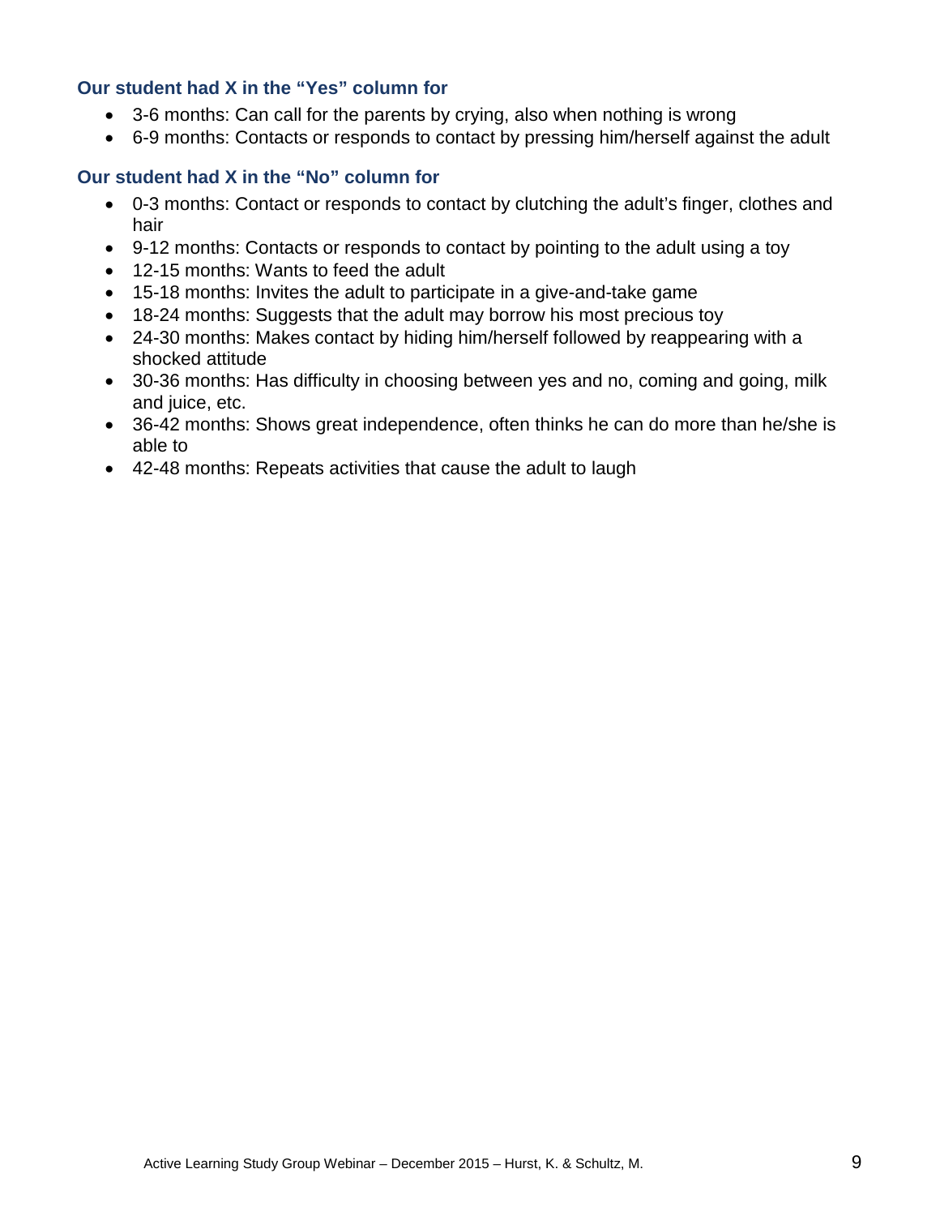### Our student had X in the "Yes" column for

- 3-6 months: Can call for the parents by crying, also when nothing is wrong
- 6-9 months: Contacts or responds to contact by pressing him/herself against the adult

### Our student had X in the "No" column for

- 0-3 months: Contact or responds to contact by clutching the adult's finger, clothes and hair
- 9-12 months: Contacts or responds to contact by pointing to the adult using a toy
- 12-15 months: Wants to feed the adult
- 15-18 months: Invites the adult to participate in a give-and-take game
- 18-24 months: Suggests that the adult may borrow his most precious toy
- 24-30 months: Makes contact by hiding him/herself followed by reappearing with a shocked attitude
- 30-36 months: Has difficulty in choosing between yes and no, coming and going, milk and juice, etc.
- 36-42 months: Shows great independence, often thinks he can do more than he/she is able to
- 42-48 months: Repeats activities that cause the adult to laugh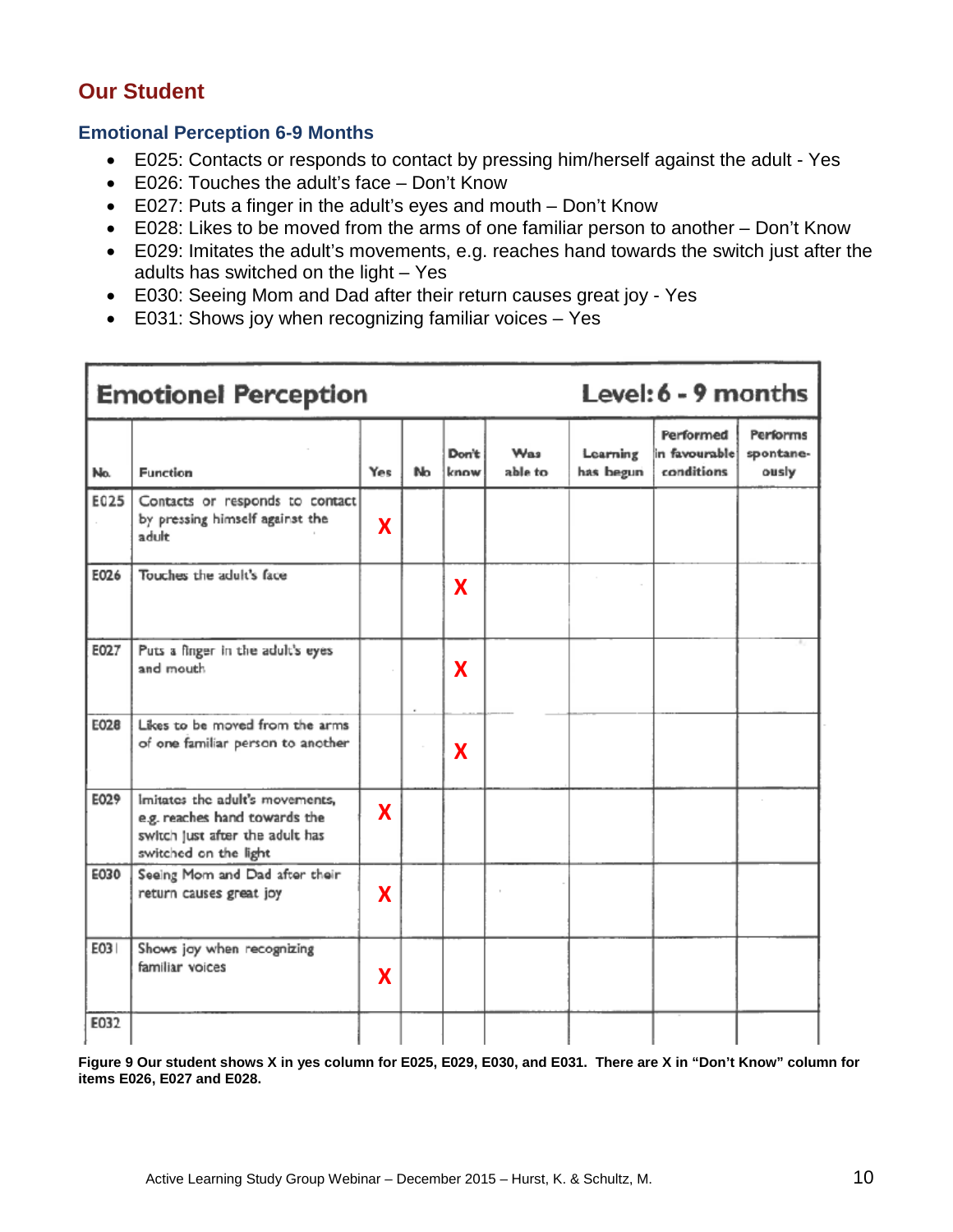## Our Student

### Emotional Perception 6-9 Months

- E025: Contacts or responds to contact by pressing him/herself against the adult - Yes
- E026: Touches the adult's face – Don't Know
- E027: Puts a finger in the adult's eyes and mouth – Don't Know
- E028: Likes to be moved from the arms of one familiar person to another – Don't Know
- E029: Imitates the adult's movements, e.g. reaches hand towards the switch just after the adults has switched on the light – Yes
- E030: Seeing Mom and Dad after their return causes great joy - Yes
- E031: Shows joy when recognizing familiar voices – Yes

| Emotionel Perception | | | | | | | | Level: 6 - 9 months |
|---|---|---|---|---|---|---|---|---|
| No. | Function | Yes | No | Don't know | Was able to | Learning has begun | Performed in favourable conditions | Performs spontane-ously |
| E025 | Contacts or responds to contact by pressing himself against the adult | X | | | | | | |
| E026 | Touches the adult's face | | | X | | | | |
| E027 | Puts a finger in the adult's eyes and mouth | | | X | | | | |
| E028 | Likes to be moved from the arms of one familiar person to another | | | X | | | | |
| E029 | Imitates the adult's movements, e.g. reaches hand towards the switch just after the adult has switched on the light | X | | | | | | |
| E030 | Seeing Mom and Dad after their return causes great joy | X | | | | | | |
| E031 | Shows joy when recognizing familiar voices | X | | | | | | |
| E032 | | | | | | | | |

**Figure 9 Our student shows X in yes column for E025, E029, E030, and E031. There are X in "Don't Know" column for items E026, E027 and E028.**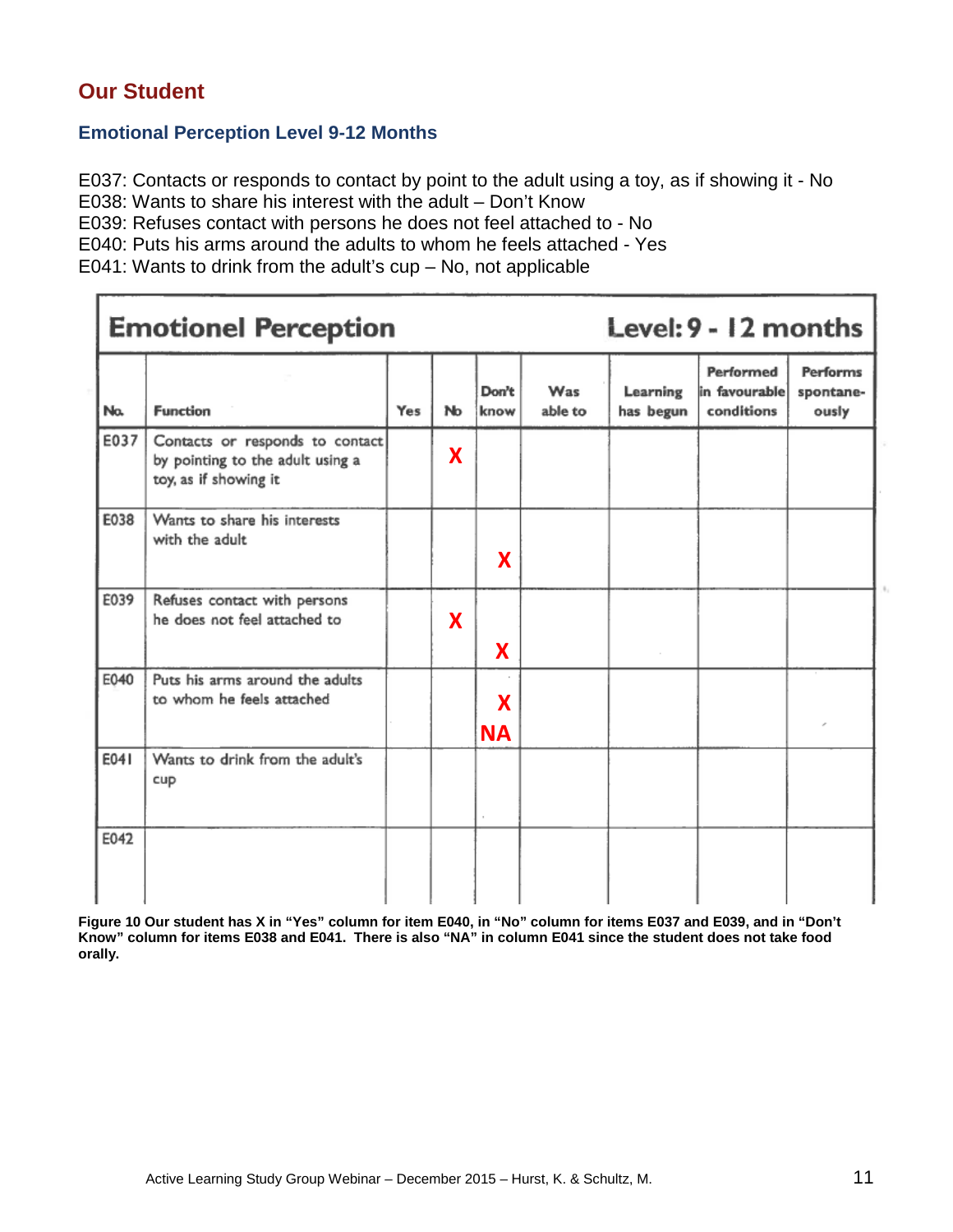## Our Student

### Emotional Perception Level 9-12 Months

E037: Contacts or responds to contact by point to the adult using a toy, as if showing it - No
E038: Wants to share his interest with the adult – Don't Know
E039: Refuses contact with persons he does not feel attached to - No
E040: Puts his arms around the adults to whom he feels attached - Yes
E041: Wants to drink from the adult's cup – No, not applicable

| Emotionel Perception | | | | | | | | Level: 9 - 12 months |
|---|---|---|---|---|---|---|---|---|
| No. | Function | Yes | No | Don't know | Was able to | Learning has begun | Performed in favourable conditions | Performs spontane-ously |
| E037 | Contacts or responds to contact by pointing to the adult using a toy, as if showing it | | X | | | | | |
| E038 | Wants to share his interests with the adult | | | X | | | | |
| E039 | Refuses contact with persons he does not feel attached to | | X | X | | | | |
| E040 | Puts his arms around the adults to whom he feels attached | | | X NA | | | | |
| E041 | Wants to drink from the adult's cup | | | | | | | |
| E042 | | | | | | | | |

**Figure 10 Our student has X in "Yes" column for item E040, in "No" column for items E037 and E039, and in "Don't Know" column for items E038 and E041. There is also "NA" in column E041 since the student does not take food orally.**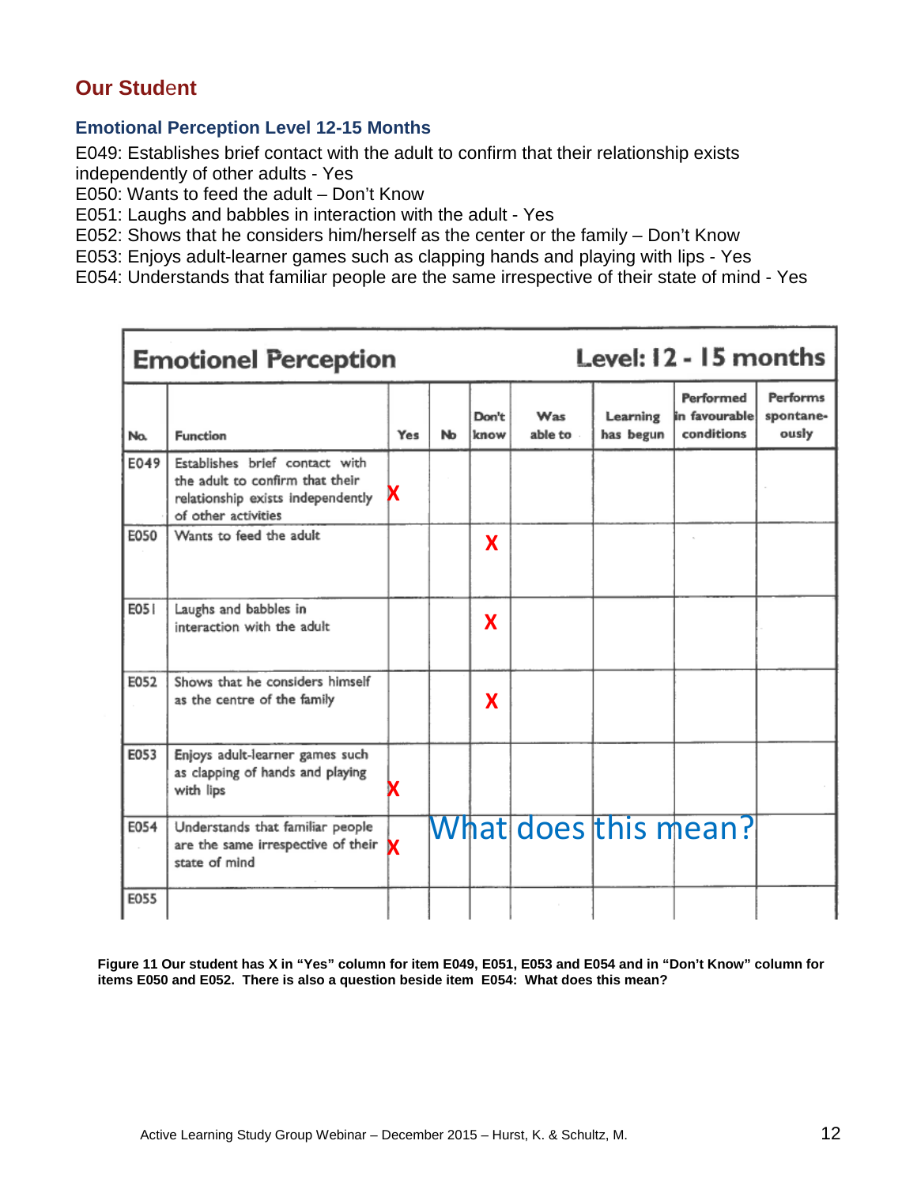## Our Student

### Emotional Perception Level 12-15 Months

E049: Establishes brief contact with the adult to confirm that their relationship exists independently of other adults - Yes  
E050: Wants to feed the adult – Don't Know  
E051: Laughs and babbles in interaction with the adult - Yes  
E052: Shows that he considers him/herself as the center or the family – Don't Know  
E053: Enjoys adult-learner games such as clapping hands and playing with lips - Yes  
E054: Understands that familiar people are the same irrespective of their state of mind - Yes

| Emotionel Perception | | | | | | | | Level: 12 - 15 months |
|---|---|---|---|---|---|---|---|---|
| No. | Function | Yes | No | Don't know | Was able to | Learning has begun | Performed in favourable conditions | Performs spontaneously |
| E049 | Establishes brief contact with the adult to confirm that their relationship exists independently of other activities | X | | | | | | |
| E050 | Wants to feed the adult | | | X | | | | |
| E051 | Laughs and babbles in interaction with the adult | | | X | | | | |
| E052 | Shows that he considers himself as the centre of the family | | | X | | | | |
| E053 | Enjoys adult-learner games such as clapping of hands and playing with lips | X | | | | | | |
| E054 | Understands that familiar people are the same irrespective of their state of mind | X | What does this mean? | | | | | |
| E055 | | | | | | | | |

**Figure 11 Our student has X in "Yes" column for item E049, E051, E053 and E054 and in "Don't Know" column for items E050 and E052. There is also a question beside item E054: What does this mean?**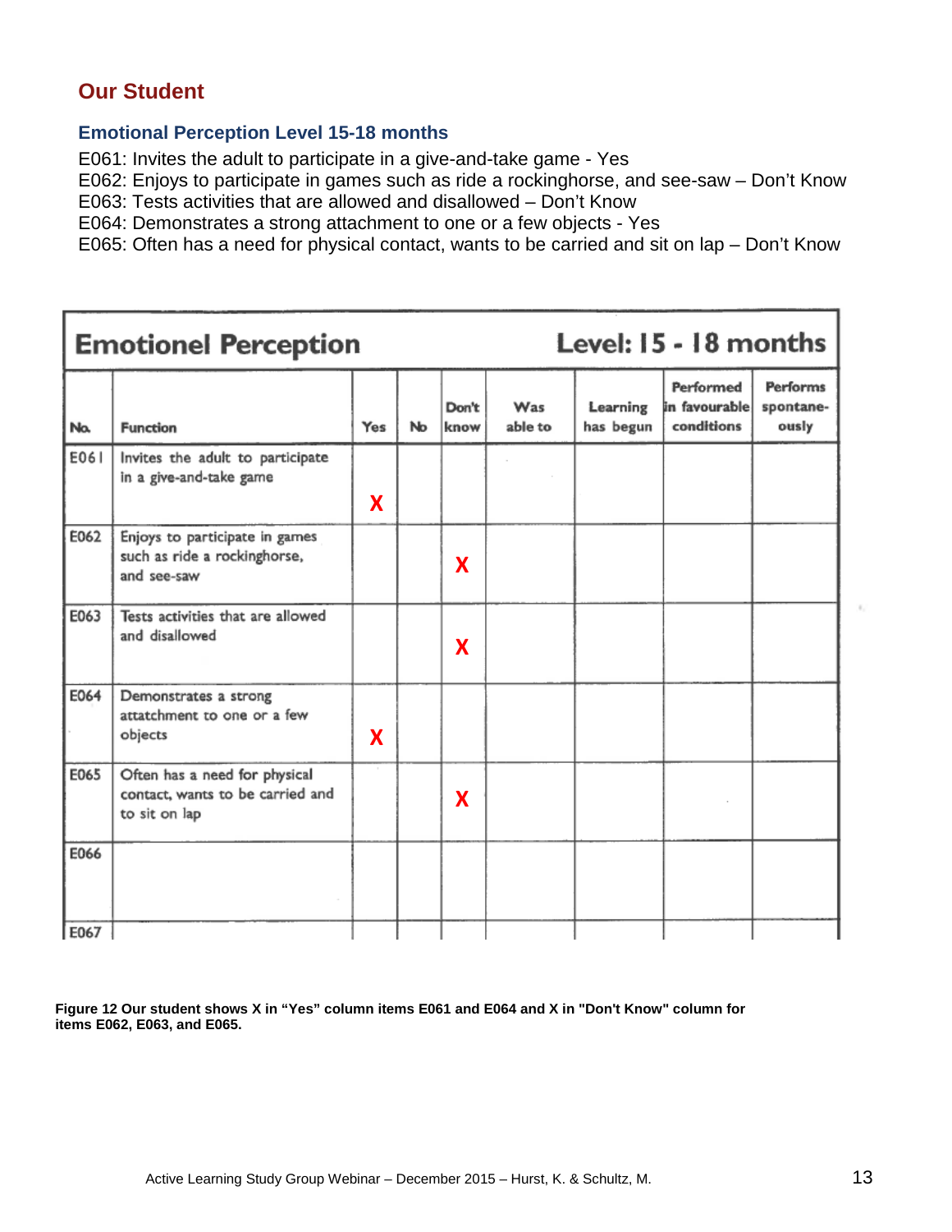## Our Student

### Emotional Perception Level 15-18 months

E061: Invites the adult to participate in a give-and-take game - Yes
E062: Enjoys to participate in games such as ride a rockinghorse, and see-saw – Don't Know
E063: Tests activities that are allowed and disallowed – Don't Know
E064: Demonstrates a strong attachment to one or a few objects - Yes
E065: Often has a need for physical contact, wants to be carried and sit on lap – Don't Know

| Emotionel Perception | | | | | | | | Level: 15 - 18 months |
|---|---|---|---|---|---|---|---|---|
| No. | Function | Yes | No | Don't know | Was able to | Learning has begun | Performed in favourable conditions | Performs spontaneously |
| E061 | Invites the adult to participate in a give-and-take game | X | | | | | | |
| E062 | Enjoys to participate in games such as ride a rockinghorse, and see-saw | | | X | | | | |
| E063 | Tests activities that are allowed and disallowed | | | X | | | | |
| E064 | Demonstrates a strong attachment to one or a few objects | X | | | | | | |
| E065 | Often has a need for physical contact, wants to be carried and to sit on lap | | | X | | | | |
| E066 | | | | | | | | |
| E067 | | | | | | | | |

**Figure 12 Our student shows X in "Yes" column items E061 and E064 and X in "Don't Know" column for items E062, E063, and E065.**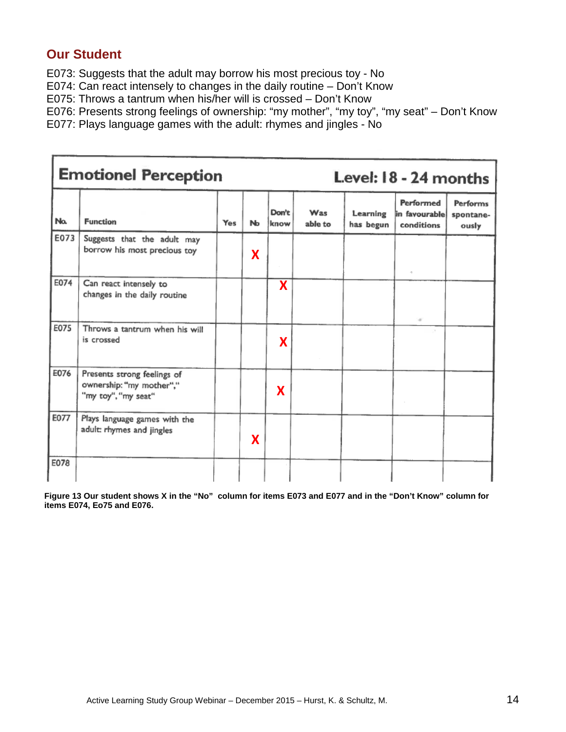## Our Student

E073: Suggests that the adult may borrow his most precious toy - No
E074: Can react intensely to changes in the daily routine – Don't Know
E075: Throws a tantrum when his/her will is crossed – Don't Know
E076: Presents strong feelings of ownership: "my mother", "my toy", "my seat" – Don't Know
E077: Plays language games with the adult: rhymes and jingles - No

| Emotionel Perception | | | | | | | | Level: 18 - 24 months |
|---|---|---|---|---|---|---|---|---|
| No. | Function | Yes | No | Don't know | Was able to | Learning has begun | Performed in favourable conditions | Performs spontaneously |
| E073 | Suggests that the adult may borrow his most precious toy | | X | | | | | |
| E074 | Can react intensely to changes in the daily routine | | | X | | | | |
| E075 | Throws a tantrum when his will is crossed | | | X | | | | |
| E076 | Presents strong feelings of ownership: "my mother"," "my toy", "my seat" | | | X | | | | |
| E077 | Plays language games with the adult: rhymes and jingles | | X | | | | | |
| E078 | | | | | | | | |

**Figure 13 Our student shows X in the "No" column for items E073 and E077 and in the "Don't Know" column for items E074, Eo75 and E076.**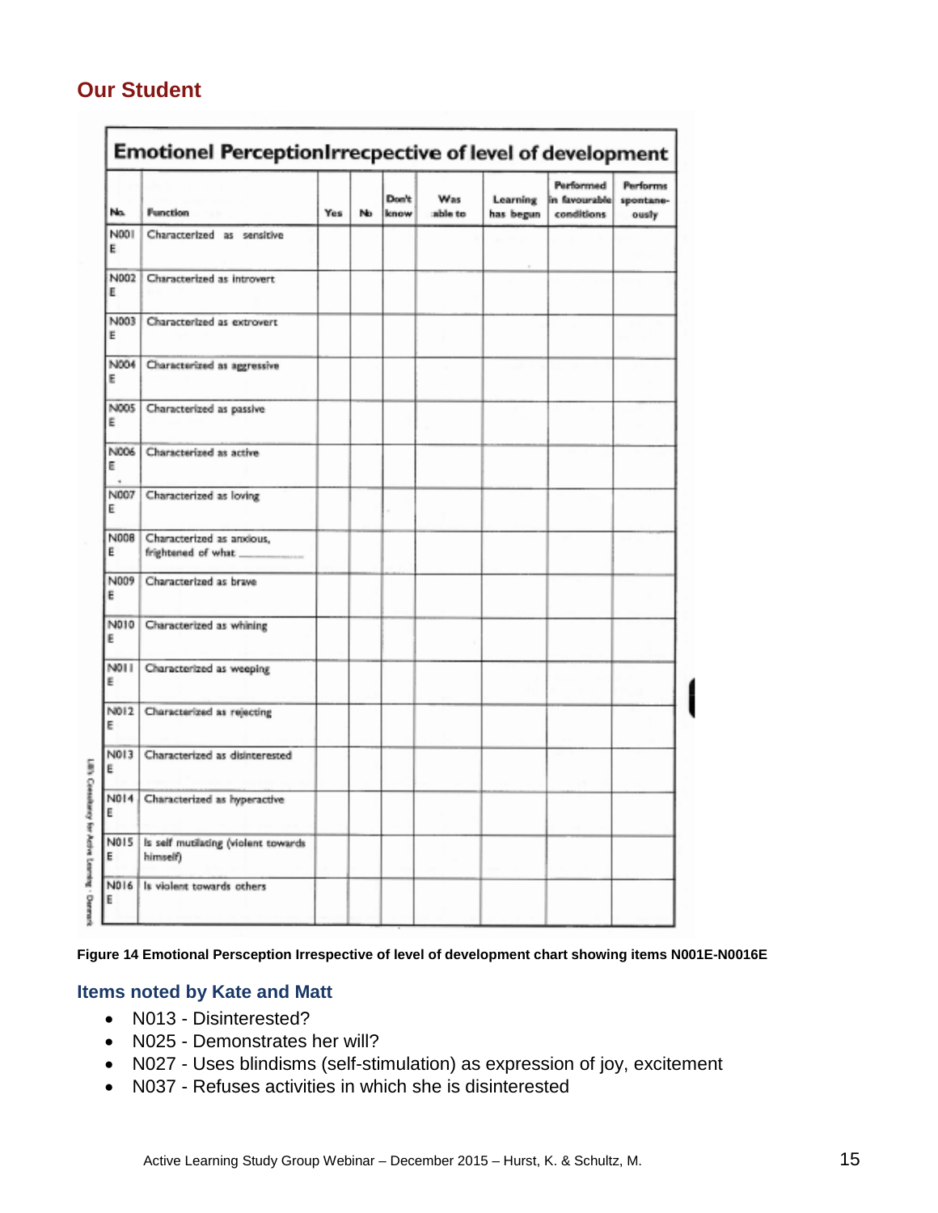## Our Student

| Emotionel PerceptionIrrecpective of level of development | | | | | | | | |
|---|---|---|---|---|---|---|---|---|
| No. | Function | Yes | No | Don't know | Was able to | Learning has begun | Performed in favourable conditions | Performs spontane-ously |
| N001 E | Characterized as sensitive | | | | | | | |
| N002 E | Characterized as introvert | | | | | | | |
| N003 E | Characterized as extrovert | | | | | | | |
| N004 E | Characterized as aggressive | | | | | | | |
| N005 E | Characterized as passive | | | | | | | |
| N006 E | Characterized as active | | | | | | | |
| N007 E | Characterized as loving | | | | | | | |
| N008 E | Characterized as anxious, frightened of what ____________ | | | | | | | |
| N009 E | Characterized as brave | | | | | | | |
| N010 E | Characterized as whining | | | | | | | |
| N011 E | Characterized as weeping | | | | | | | |
| N012 E | Characterized as rejecting | | | | | | | |
| N013 E | Characterized as disinterested | | | | | | | |
| N014 E | Characterized as hyperactive | | | | | | | |
| N015 E | Is self mutilating (violent towards himself) | | | | | | | |
| N016 E | Is violent towards others | | | | | | | |

LIB's Consultancy for Active Learning · Denmark

**Figure 14 Emotional Persception Irrespective of level of development chart showing items N001E-N0016E**

### Items noted by Kate and Matt

- N013 - Disinterested?
- N025 - Demonstrates her will?
- N027 - Uses blindisms (self-stimulation) as expression of joy, excitement
- N037 - Refuses activities in which she is disinterested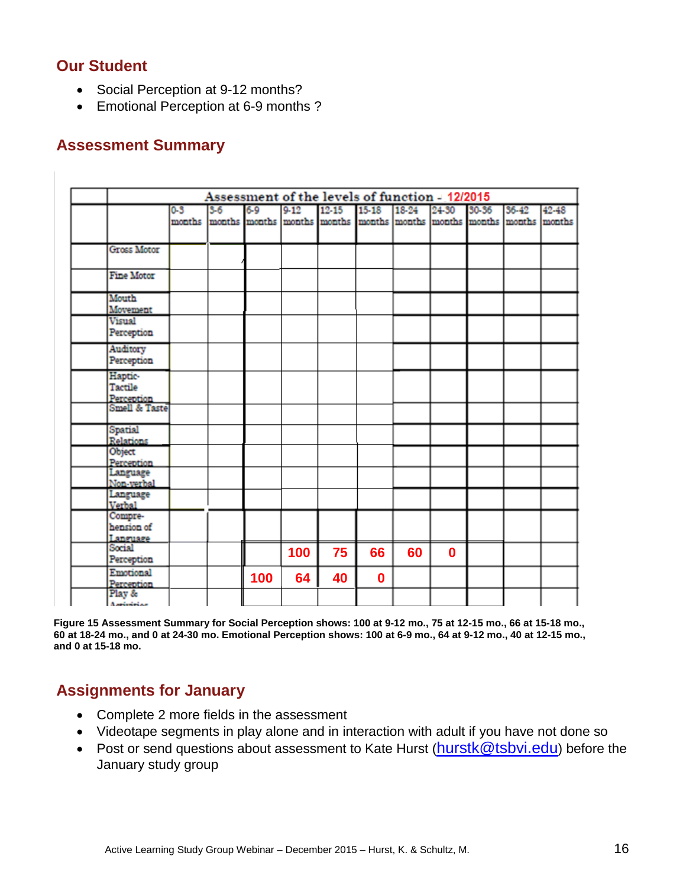## Our Student

- Social Perception at 9-12 months?
- Emotional Perception at 6-9 months ?

## Assessment Summary

| | Assessment of the levels of function - 12/2015 | | | | | | | | | | | |
|---|---|---|---|---|---|---|---|---|---|---|---|---|
| | | 0-3 months | 3-6 months | 6-9 months | 9-12 months | 12-15 months | 15-18 months | 18-24 months | 24-30 months | 30-36 months | 36-42 months | 42-48 months |
| | Gross Motor | | | | | | | | | | | |
| | Fine Motor | | | | | | | | | | | |
| | Mouth Movement | | | | | | | | | | | |
| | Visual Perception | | | | | | | | | | | |
| | Auditory Perception | | | | | | | | | | | |
| | Haptic-Tactile Perception | | | | | | | | | | | |
| | Smell & Taste | | | | | | | | | | | |
| | Spatial Relations | | | | | | | | | | | |
| | Object Perception | | | | | | | | | | | |
| | Language Non-verbal | | | | | | | | | | | |
| | Language Verbal | | | | | | | | | | | |
| | Compre-hension of Language | | | | | | | | | | | |
| | Social Perception | | | | 100 | 75 | 66 | 60 | 0 | | | |
| | Emotional Perception | | | 100 | 64 | 40 | 0 | | | | | |
| | Play & Activities | | | | | | | | | | | |

**Figure 15 Assessment Summary for Social Perception shows: 100 at 9-12 mo., 75 at 12-15 mo., 66 at 15-18 mo., 60 at 18-24 mo., and 0 at 24-30 mo. Emotional Perception shows: 100 at 6-9 mo., 64 at 9-12 mo., 40 at 12-15 mo., and 0 at 15-18 mo.**

## Assignments for January

- Complete 2 more fields in the assessment
- Videotape segments in play alone and in interaction with adult if you have not done so
- Post or send questions about assessment to Kate Hurst (hurstk@tsbvi.edu) before the January study group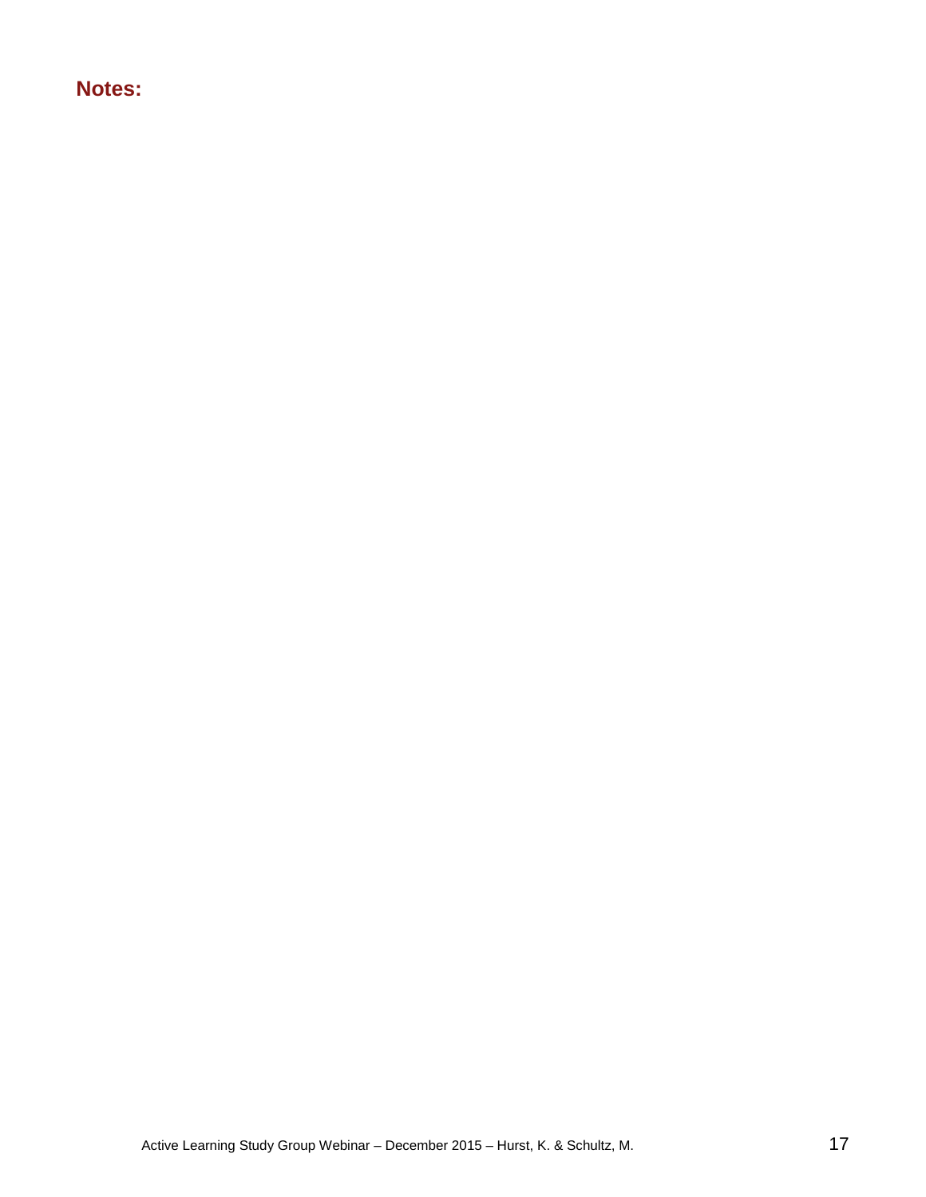**Notes:**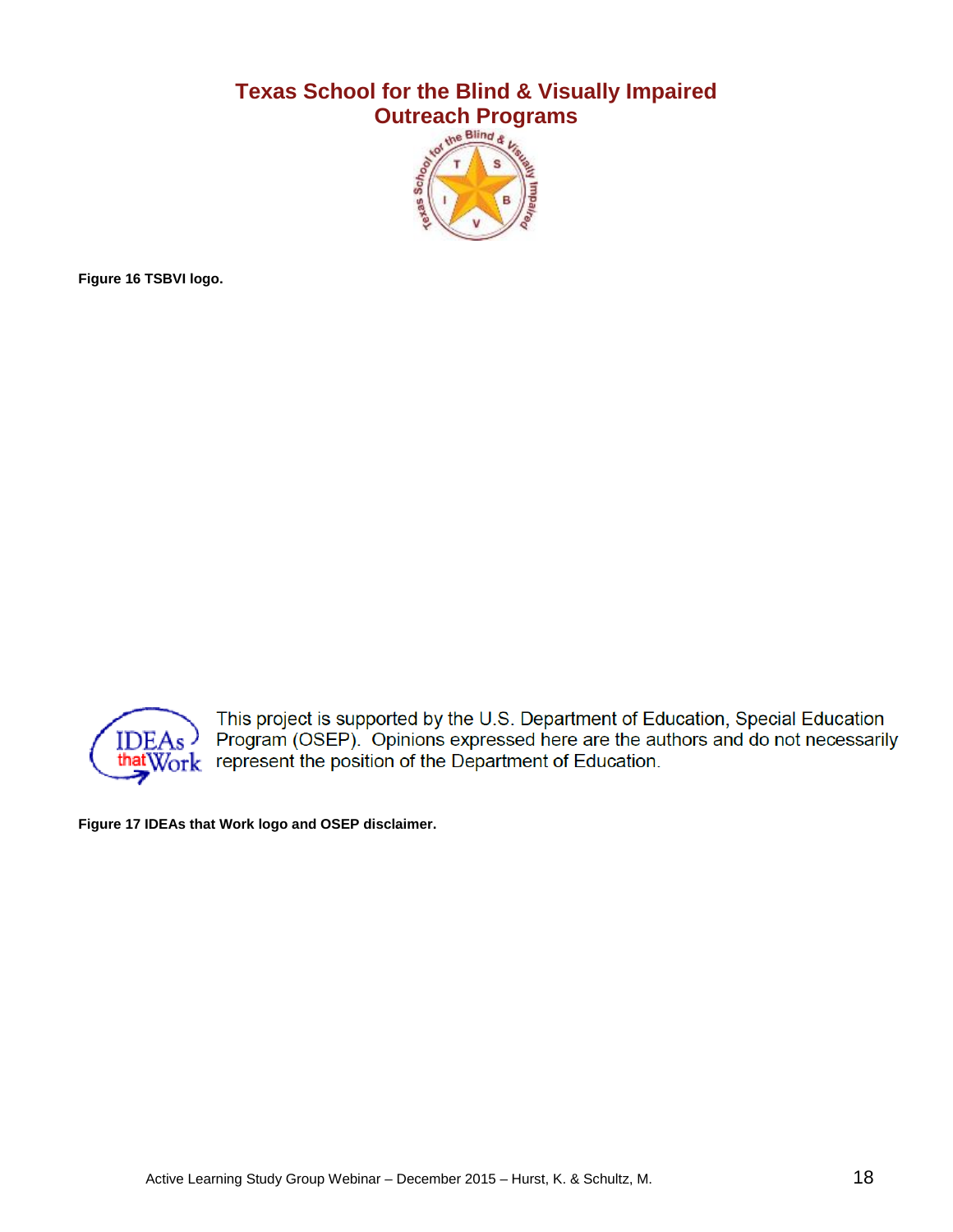## Texas School for the Blind & Visually Impaired Outreach Programs

**Figure 16 TSBVI logo.**

This project is supported by the U.S. Department of Education, Special Education Program (OSEP). Opinions expressed here are the authors and do not necessarily represent the position of the Department of Education.

**Figure 17 IDEAs that Work logo and OSEP disclaimer.**